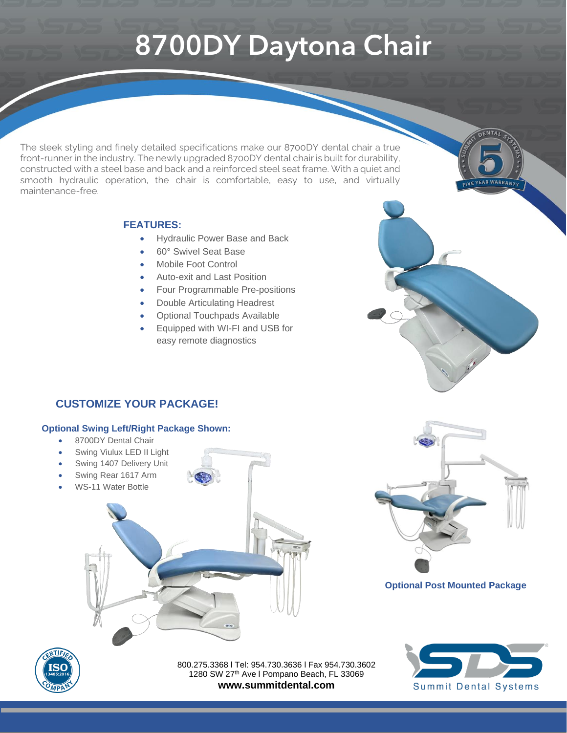# 8700DY Daytona Chair

The sleek styling and finely detailed specifications make our 8700DY dental chair a true front-runner in the industry. The newly upgraded 8700DY dental chair is built for durability, constructed with a steel base and back and a reinforced steel seat frame. With a quiet and smooth hydraulic operation, the chair is comfortable, easy to use, and virtually maintenance-free.

### FEATURES:

- Hydraulic Power Base and Back
- 60° Swivel Seat Base
- Mobile Foot Control
- Auto-exit and Last Position
- Four Programmable Pre-positions
- Double Articulating Headrest
- Optional Touchpads Available
- Equipped with WI-FI and USB for easy remote diagnostics

## CUSTOMIZE YOUR PACKAGE!

### Optional Swing Left/Right Package Shown:

- 8700DY Dental Chair
- Swing Viulux LED II Light
- Swing 1407 Delivery Unit
- Swing Rear 1617 Arm
- WS-11 Water Bottle

**Optional Post Mounted Package**

800.275.3368 I Tel: 954.730.3636 I Fax 954.730.3602
1280 SW 27th Ave I Pompano Beach, FL 33069
**www.summitdental.com**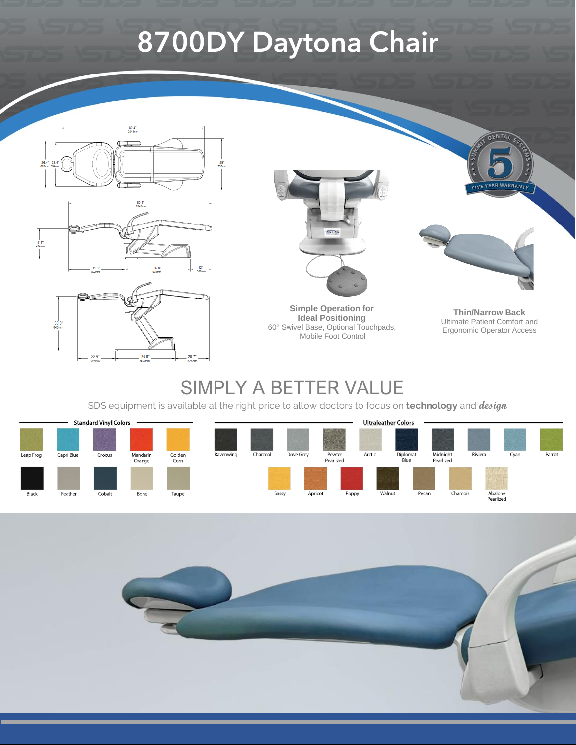# 8700DY Daytona Chair

80.4"
2043mm

26.4" 23.4"
670mm 594mm

29"
737mm

80.4"
2043mm

17.1"
434mm

31.6"
802mm

36.8"
935mm

12"
305mm

33.3"
846mm

22.9"
582mm

36.8"
935mm

20.7"
526mm

SUMMIT DENTAL SYSTEMS
5
FIVE YEAR WARRANTY

**Simple Operation for Ideal Positioning**
60° Swivel Base, Optional Touchpads, Mobile Foot Control

**Thin/Narrow Back**
Ultimate Patient Comfort and Ergonomic Operator Access

## SIMPLY A BETTER VALUE

SDS equipment is available at the right price to allow doctors to focus on **technology** and *design*

### Standard Vinyl Colors

Leap Frog, Capri Blue, Crocus, Mandarin Orange, Golden Corn, Black, Feather, Cobalt, Bone, Taupe

### Ultraleather Colors

Ravenwing, Charcoal, Dove Grey, Pewter Pearlized, Arctic, Diplomat Blue, Midnight Pearlized, Riviera, Cyan, Parrot, Sassy, Apricot, Poppy, Walnut, Pecan, Chamois, Abalone Pearlized